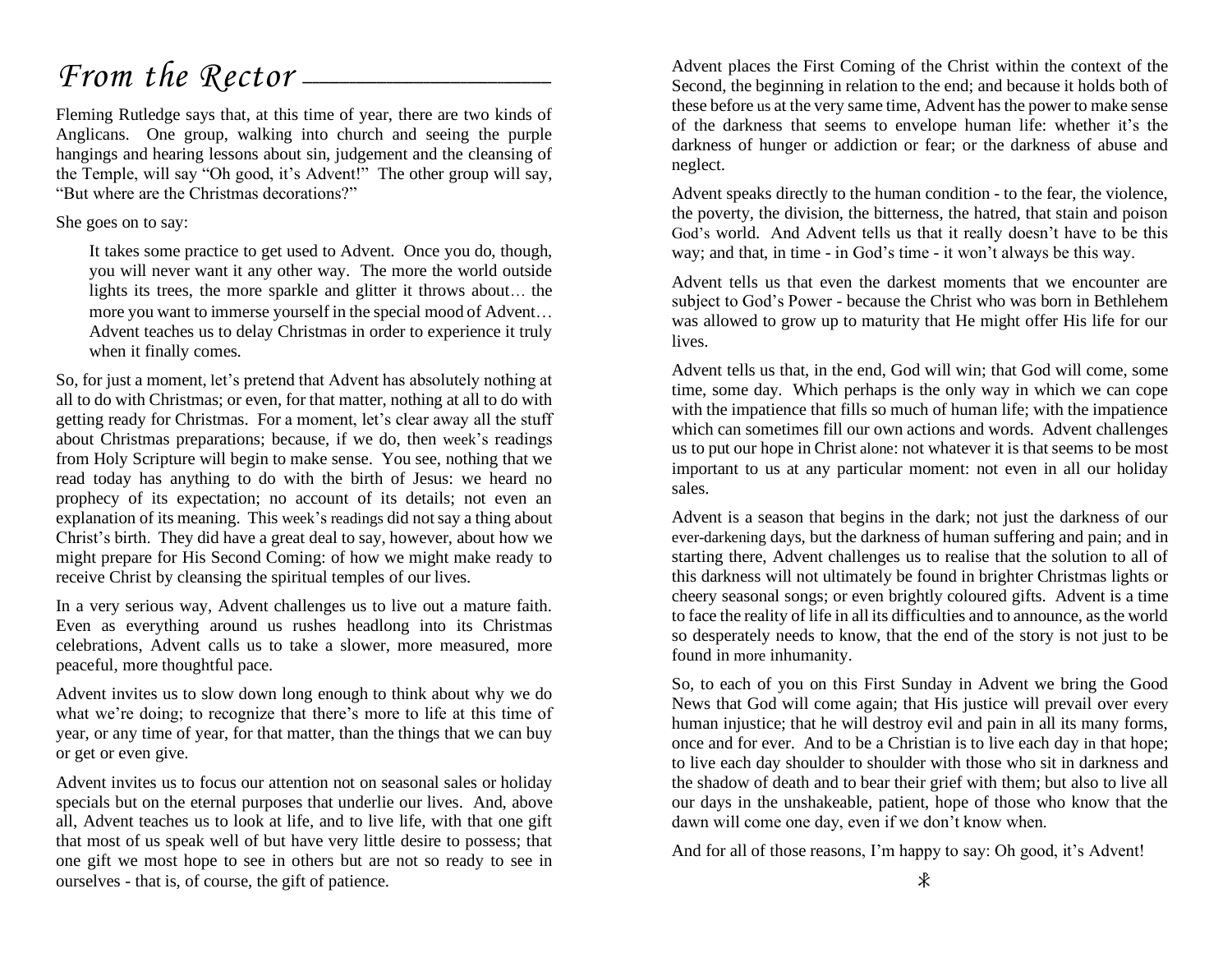# *From the Rector*

Fleming Rutledge says that, at this time of year, there are two kinds of Anglicans. One group, walking into church and seeing the purple hangings and hearing lessons about sin, judgement and the cleansing of the Temple, will say "Oh good, it's Advent!" The other group will say, "But where are the Christmas decorations?"

She goes on to say:

> It takes some practice to get used to Advent. Once you do, though, you will never want it any other way. The more the world outside lights its trees, the more sparkle and glitter it throws about… the more you want to immerse yourself in the special mood of Advent… Advent teaches us to delay Christmas in order to experience it truly when it finally comes.

So, for just a moment, let's pretend that Advent has absolutely nothing at all to do with Christmas; or even, for that matter, nothing at all to do with getting ready for Christmas. For a moment, let's clear away all the stuff about Christmas preparations; because, if we do, then week's readings from Holy Scripture will begin to make sense. You see, nothing that we read today has anything to do with the birth of Jesus: we heard no prophecy of its expectation; no account of its details; not even an explanation of its meaning. This week's readings did not say a thing about Christ's birth. They did have a great deal to say, however, about how we might prepare for His Second Coming: of how we might make ready to receive Christ by cleansing the spiritual temples of our lives.

In a very serious way, Advent challenges us to live out a mature faith. Even as everything around us rushes headlong into its Christmas celebrations, Advent calls us to take a slower, more measured, more peaceful, more thoughtful pace.

Advent invites us to slow down long enough to think about why we do what we're doing; to recognize that there's more to life at this time of year, or any time of year, for that matter, than the things that we can buy or get or even give.

Advent invites us to focus our attention not on seasonal sales or holiday specials but on the eternal purposes that underlie our lives. And, above all, Advent teaches us to look at life, and to live life, with that one gift that most of us speak well of but have very little desire to possess; that one gift we most hope to see in others but are not so ready to see in ourselves - that is, of course, the gift of patience.

Advent places the First Coming of the Christ within the context of the Second, the beginning in relation to the end; and because it holds both of these before us at the very same time, Advent has the power to make sense of the darkness that seems to envelope human life: whether it's the darkness of hunger or addiction or fear; or the darkness of abuse and neglect.

Advent speaks directly to the human condition - to the fear, the violence, the poverty, the division, the bitterness, the hatred, that stain and poison God's world. And Advent tells us that it really doesn't have to be this way; and that, in time - in God's time - it won't always be this way.

Advent tells us that even the darkest moments that we encounter are subject to God's Power - because the Christ who was born in Bethlehem was allowed to grow up to maturity that He might offer His life for our lives.

Advent tells us that, in the end, God will win; that God will come, some time, some day. Which perhaps is the only way in which we can cope with the impatience that fills so much of human life; with the impatience which can sometimes fill our own actions and words. Advent challenges us to put our hope in Christ alone: not whatever it is that seems to be most important to us at any particular moment: not even in all our holiday sales.

Advent is a season that begins in the dark; not just the darkness of our ever-darkening days, but the darkness of human suffering and pain; and in starting there, Advent challenges us to realise that the solution to all of this darkness will not ultimately be found in brighter Christmas lights or cheery seasonal songs; or even brightly coloured gifts. Advent is a time to face the reality of life in all its difficulties and to announce, as the world so desperately needs to know, that the end of the story is not just to be found in more inhumanity.

So, to each of you on this First Sunday in Advent we bring the Good News that God will come again; that His justice will prevail over every human injustice; that he will destroy evil and pain in all its many forms, once and for ever. And to be a Christian is to live each day in that hope; to live each day shoulder to shoulder with those who sit in darkness and the shadow of death and to bear their grief with them; but also to live all our days in the unshakeable, patient, hope of those who know that the dawn will come one day, even if we don't know when.

And for all of those reasons, I'm happy to say: Oh good, it's Advent!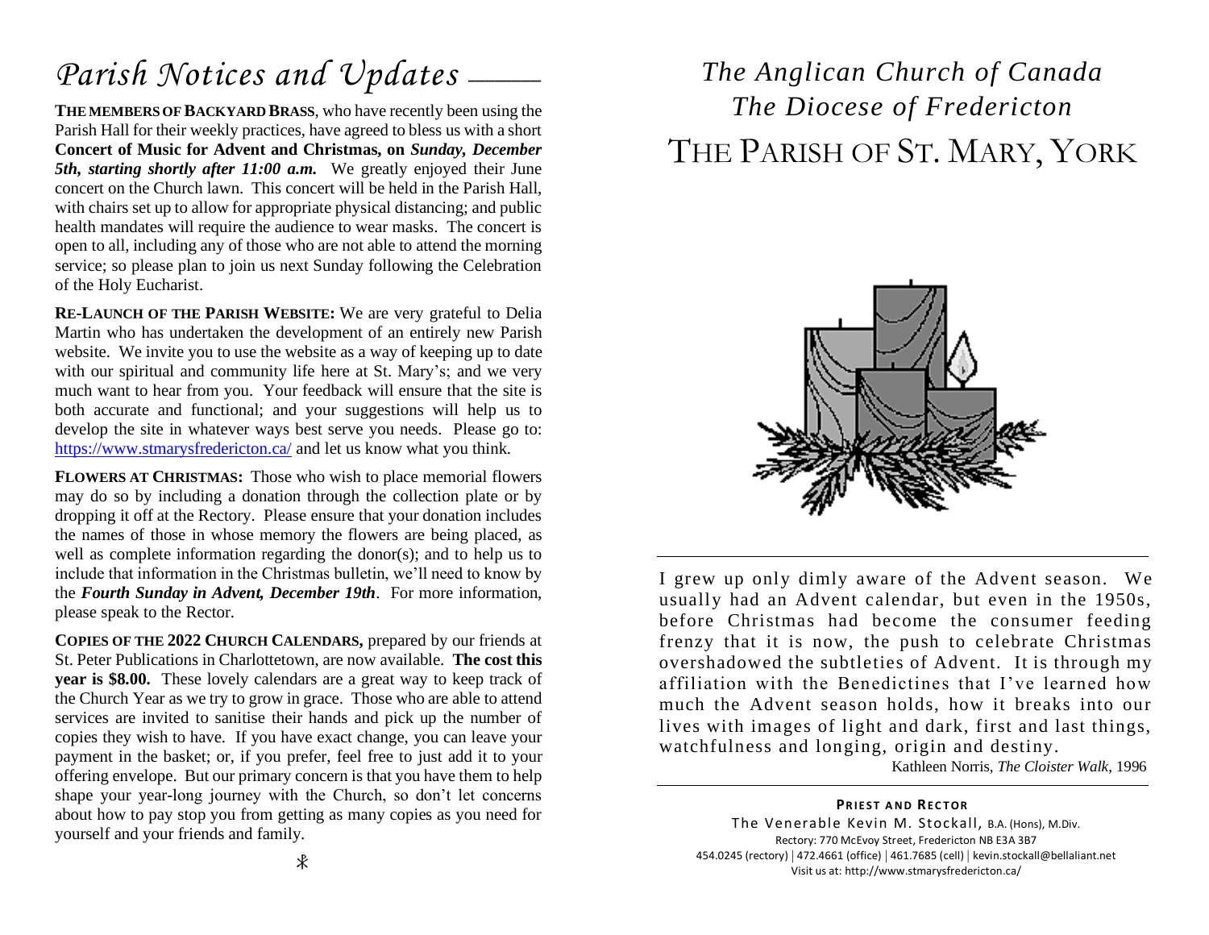# *Parish Notices and Updates*

**THE MEMBERS OF BACKYARD BRASS**, who have recently been using the Parish Hall for their weekly practices, have agreed to bless us with a short **Concert of Music for Advent and Christmas, on *Sunday, December 5th, starting shortly after 11:00 a.m.*** We greatly enjoyed their June concert on the Church lawn. This concert will be held in the Parish Hall, with chairs set up to allow for appropriate physical distancing; and public health mandates will require the audience to wear masks. The concert is open to all, including any of those who are not able to attend the morning service; so please plan to join us next Sunday following the Celebration of the Holy Eucharist.

**RE-LAUNCH OF THE PARISH WEBSITE:** We are very grateful to Delia Martin who has undertaken the development of an entirely new Parish website. We invite you to use the website as a way of keeping up to date with our spiritual and community life here at St. Mary's; and we very much want to hear from you. Your feedback will ensure that the site is both accurate and functional; and your suggestions will help us to develop the site in whatever ways best serve you needs. Please go to: https://www.stmarysfredericton.ca/ and let us know what you think.

**FLOWERS AT CHRISTMAS:** Those who wish to place memorial flowers may do so by including a donation through the collection plate or by dropping it off at the Rectory. Please ensure that your donation includes the names of those in whose memory the flowers are being placed, as well as complete information regarding the donor(s); and to help us to include that information in the Christmas bulletin, we'll need to know by the ***Fourth Sunday in Advent, December 19th***. For more information, please speak to the Rector.

**COPIES OF THE 2022 CHURCH CALENDARS,** prepared by our friends at St. Peter Publications in Charlottetown, are now available. **The cost this year is $8.00.** These lovely calendars are a great way to keep track of the Church Year as we try to grow in grace. Those who are able to attend services are invited to sanitise their hands and pick up the number of copies they wish to have. If you have exact change, you can leave your payment in the basket; or, if you prefer, feel free to just add it to your offering envelope. But our primary concern is that you have them to help shape your year-long journey with the Church, so don't let concerns about how to pay stop you from getting as many copies as you need for yourself and your friends and family.

*

*The Anglican Church of Canada*
*The Diocese of Fredericton*

# THE PARISH OF ST. MARY, YORK

I grew up only dimly aware of the Advent season. We usually had an Advent calendar, but even in the 1950s, before Christmas had become the consumer feeding frenzy that it is now, the push to celebrate Christmas overshadowed the subtleties of Advent. It is through my affiliation with the Benedictines that I've learned how much the Advent season holds, how it breaks into our lives with images of light and dark, first and last things, watchfulness and longing, origin and destiny.

Kathleen Norris, *The Cloister Walk*, 1996

**PRIEST AND RECTOR**
The Venerable Kevin M. Stockall, B.A. (Hons), M.Div.
Rectory: 770 McEvoy Street, Fredericton NB E3A 3B7
454.0245 (rectory) | 472.4661 (office) | 461.7685 (cell) | kevin.stockall@bellaliant.net
Visit us at: http://www.stmarysfredericton.ca/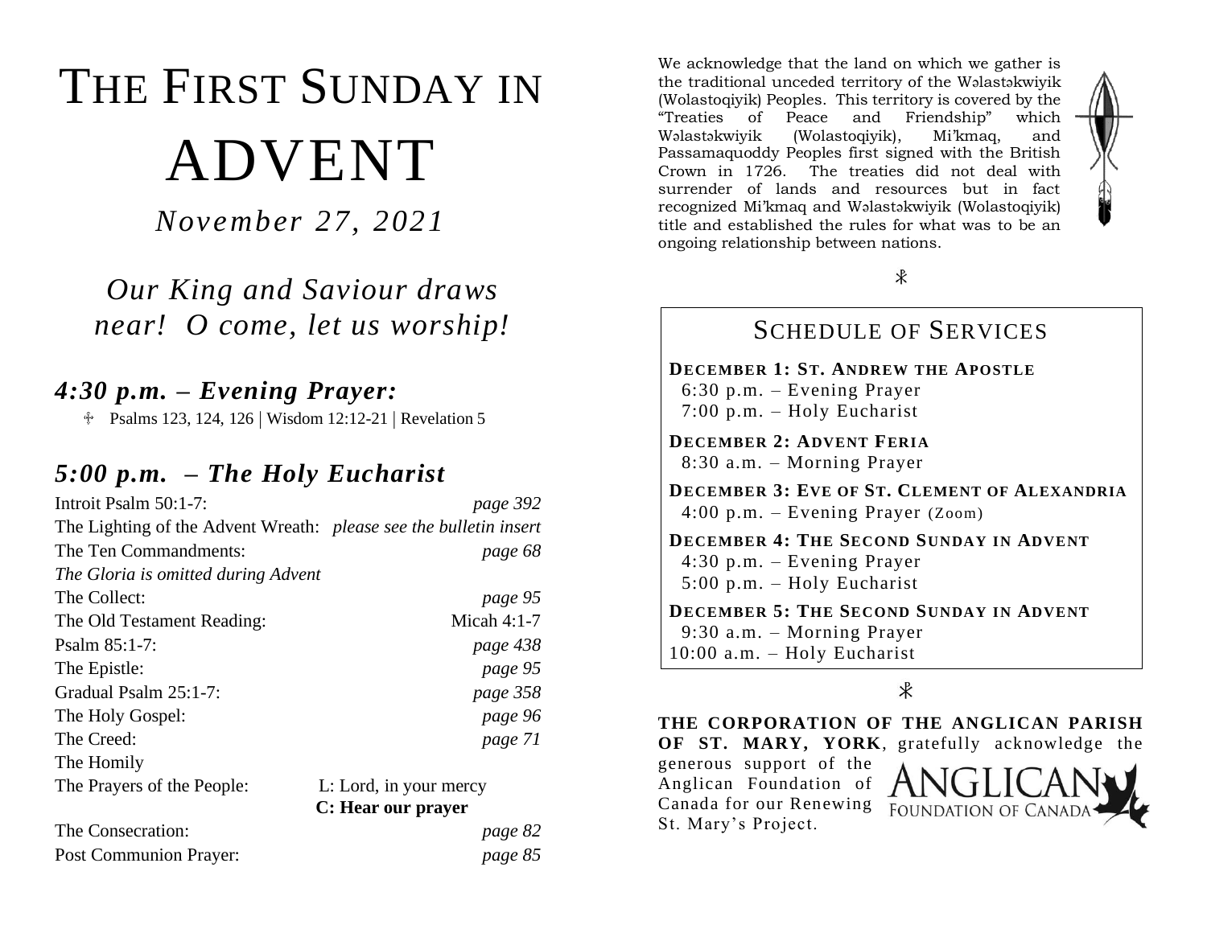# THE FIRST SUNDAY IN ADVENT

*November 27, 2021*

*Our King and Saviour draws near! O come, let us worship!*

## *4:30 p.m. – Evening Prayer:*

☩ Psalms 123, 124, 126 | Wisdom 12:12-21 | Revelation 5

## *5:00 p.m. – The Holy Eucharist*

| | |
|---|---|
| Introit Psalm 50:1-7: | *page 392* |
| The Lighting of the Advent Wreath: | *please see the bulletin insert* |
| The Ten Commandments: | *page 68* |
| *The Gloria is omitted during Advent* | |
| The Collect: | *page 95* |
| The Old Testament Reading: | Micah 4:1-7 |
| Psalm 85:1-7: | *page 438* |
| The Epistle: | *page 95* |
| Gradual Psalm 25:1-7: | *page 358* |
| The Holy Gospel: | *page 96* |
| The Creed: | *page 71* |
| The Homily | |
| The Prayers of the People: | L: Lord, in your mercy<br>**C: Hear our prayer** |
| The Consecration: | *page 82* |
| Post Communion Prayer: | *page 85* |

We acknowledge that the land on which we gather is the traditional unceded territory of the Wəlastəkwiyik (Wolastoqiyik) Peoples. This territory is covered by the "Treaties of Peace and Friendship" which Wəlastəkwiyik (Wolastoqiyik), Mi'kmaq, and Passamaquoddy Peoples first signed with the British Crown in 1726. The treaties did not deal with surrender of lands and resources but in fact recognized Mi'kmaq and Wəlastəkwiyik (Wolastoqiyik) title and established the rules for what was to be an ongoing relationship between nations.

☧

## SCHEDULE OF SERVICES

**DECEMBER 1: ST. ANDREW THE APOSTLE**
6:30 p.m. – Evening Prayer
7:00 p.m. – Holy Eucharist

**DECEMBER 2: ADVENT FERIA**
8:30 a.m. – Morning Prayer

**DECEMBER 3: EVE OF ST. CLEMENT OF ALEXANDRIA**
4:00 p.m. – Evening Prayer (Zoom)

**DECEMBER 4: THE SECOND SUNDAY IN ADVENT**
4:30 p.m. – Evening Prayer
5:00 p.m. – Holy Eucharist

**DECEMBER 5: THE SECOND SUNDAY IN ADVENT**
9:30 a.m. – Morning Prayer
10:00 a.m. – Holy Eucharist

☧

**THE CORPORATION OF THE ANGLICAN PARISH OF ST. MARY, YORK**, gratefully acknowledge the generous support of the Anglican Foundation of Canada for our Renewing St. Mary's Project.

ANGLICAN FOUNDATION OF CANADA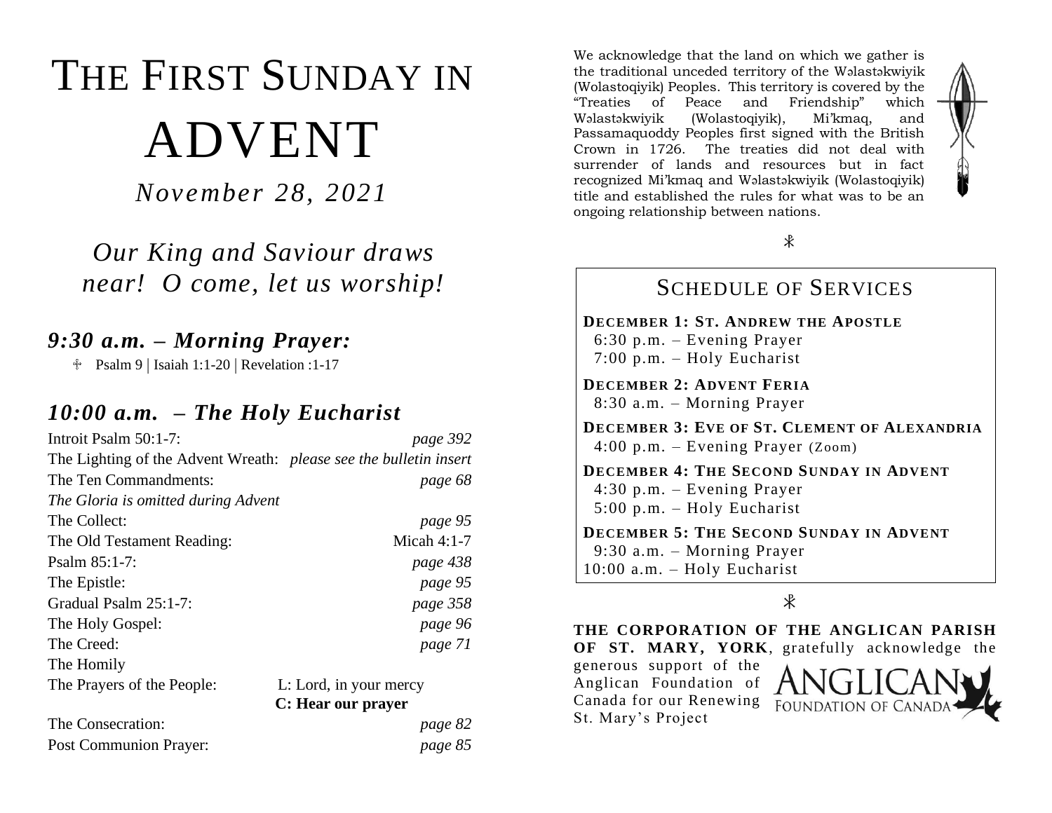# THE FIRST SUNDAY IN ADVENT

*November 28, 2021*

*Our King and Saviour draws near! O come, let us worship!*

## *9:30 a.m. – Morning Prayer:*

☩ Psalm 9 | Isaiah 1:1-20 | Revelation :1-17

## *10:00 a.m. – The Holy Eucharist*

| | |
|---|---|
| Introit Psalm 50:1-7: | *page 392* |
| The Lighting of the Advent Wreath: | *please see the bulletin insert* |
| The Ten Commandments: | *page 68* |
| *The Gloria is omitted during Advent* | |
| The Collect: | *page 95* |
| The Old Testament Reading: | Micah 4:1-7 |
| Psalm 85:1-7: | *page 438* |
| The Epistle: | *page 95* |
| Gradual Psalm 25:1-7: | *page 358* |
| The Holy Gospel: | *page 96* |
| The Creed: | *page 71* |
| The Homily | |
| The Prayers of the People: | L: Lord, in your mercy<br>**C: Hear our prayer** |
| The Consecration: | *page 82* |
| Post Communion Prayer: | *page 85* |

We acknowledge that the land on which we gather is the traditional unceded territory of the Wəlastəkwiyik (Wolastoqiyik) Peoples. This territory is covered by the "Treaties of Peace and Friendship" which Wəlastəkwiyik (Wolastoqiyik), Mi'kmaq, and Passamaquoddy Peoples first signed with the British Crown in 1726. The treaties did not deal with surrender of lands and resources but in fact recognized Mi'kmaq and Wəlastəkwiyik (Wolastoqiyik) title and established the rules for what was to be an ongoing relationship between nations.

☧

## SCHEDULE OF SERVICES

**DECEMBER 1: ST. ANDREW THE APOSTLE**
6:30 p.m. – Evening Prayer
7:00 p.m. – Holy Eucharist

**DECEMBER 2: ADVENT FERIA**
8:30 a.m. – Morning Prayer

**DECEMBER 3: EVE OF ST. CLEMENT OF ALEXANDRIA**
4:00 p.m. – Evening Prayer (Zoom)

**DECEMBER 4: THE SECOND SUNDAY IN ADVENT**
4:30 p.m. – Evening Prayer
5:00 p.m. – Holy Eucharist

**DECEMBER 5: THE SECOND SUNDAY IN ADVENT**
9:30 a.m. – Morning Prayer
10:00 a.m. – Holy Eucharist

☧

**THE CORPORATION OF THE ANGLICAN PARISH OF ST. MARY, YORK**, gratefully acknowledge the generous support of the Anglican Foundation of Canada for our Renewing St. Mary's Project

ANGLICAN FOUNDATION OF CANADA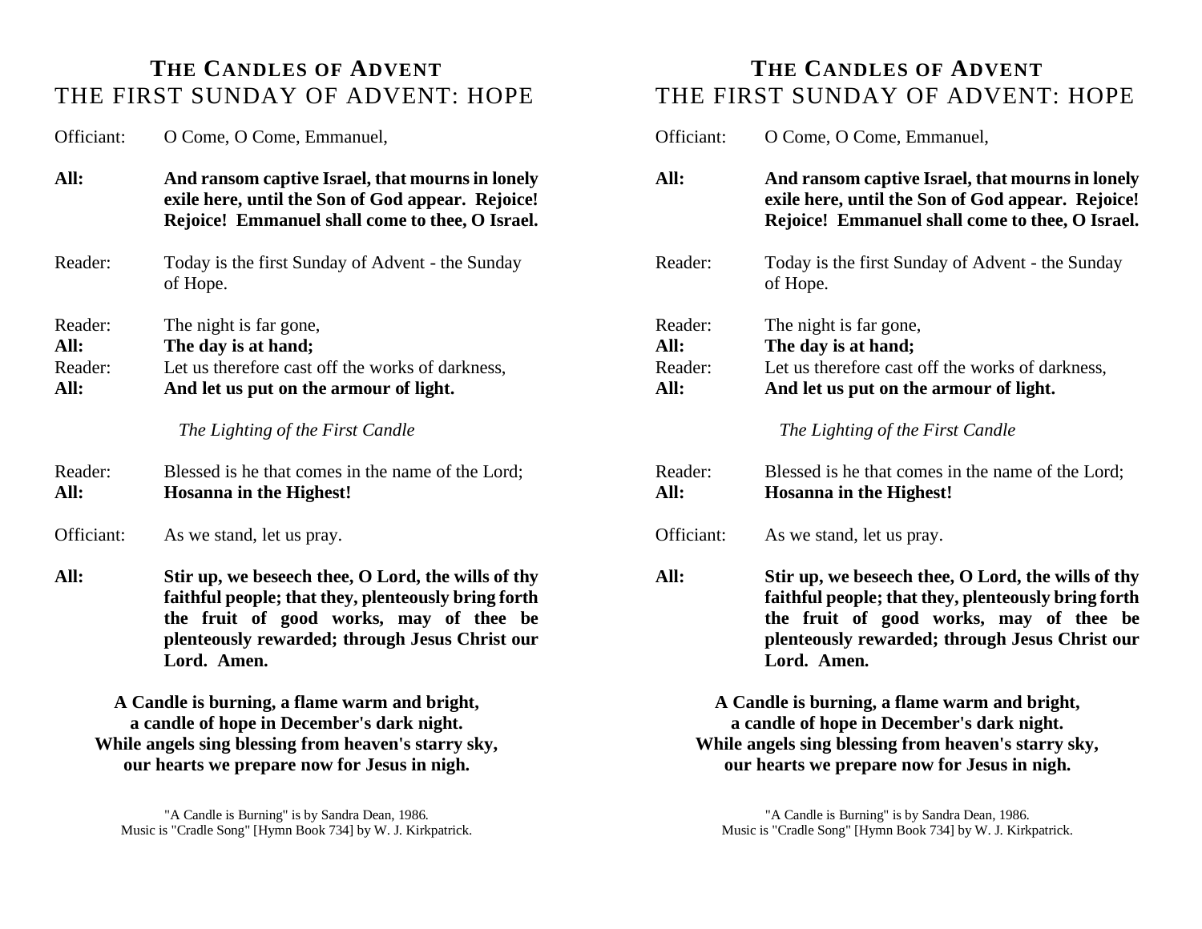## THE CANDLES OF ADVENT
## THE FIRST SUNDAY OF ADVENT: HOPE

Officiant: O Come, O Come, Emmanuel,

**All: And ransom captive Israel, that mourns in lonely exile here, until the Son of God appear. Rejoice! Rejoice! Emmanuel shall come to thee, O Israel.**

Reader: Today is the first Sunday of Advent - the Sunday of Hope.

Reader: The night is far gone,
**All: The day is at hand;**
Reader: Let us therefore cast off the works of darkness,
**All: And let us put on the armour of light.**

*The Lighting of the First Candle*

Reader: Blessed is he that comes in the name of the Lord;
**All: Hosanna in the Highest!**

Officiant: As we stand, let us pray.

**All: Stir up, we beseech thee, O Lord, the wills of thy faithful people; that they, plenteously bring forth the fruit of good works, may of thee be plenteously rewarded; through Jesus Christ our Lord. Amen.**

**A Candle is burning, a flame warm and bright,**
**a candle of hope in December's dark night.**
**While angels sing blessing from heaven's starry sky,**
**our hearts we prepare now for Jesus in nigh.**

"A Candle is Burning" is by Sandra Dean, 1986.
Music is "Cradle Song" [Hymn Book 734] by W. J. Kirkpatrick.

## THE CANDLES OF ADVENT
## THE FIRST SUNDAY OF ADVENT: HOPE

Officiant: O Come, O Come, Emmanuel,

**All: And ransom captive Israel, that mourns in lonely exile here, until the Son of God appear. Rejoice! Rejoice! Emmanuel shall come to thee, O Israel.**

Reader: Today is the first Sunday of Advent - the Sunday of Hope.

Reader: The night is far gone,
**All: The day is at hand;**
Reader: Let us therefore cast off the works of darkness,
**All: And let us put on the armour of light.**

*The Lighting of the First Candle*

Reader: Blessed is he that comes in the name of the Lord;
**All: Hosanna in the Highest!**

Officiant: As we stand, let us pray.

**All: Stir up, we beseech thee, O Lord, the wills of thy faithful people; that they, plenteously bring forth the fruit of good works, may of thee be plenteously rewarded; through Jesus Christ our Lord. Amen.**

**A Candle is burning, a flame warm and bright,**
**a candle of hope in December's dark night.**
**While angels sing blessing from heaven's starry sky,**
**our hearts we prepare now for Jesus in nigh.**

"A Candle is Burning" is by Sandra Dean, 1986.
Music is "Cradle Song" [Hymn Book 734] by W. J. Kirkpatrick.